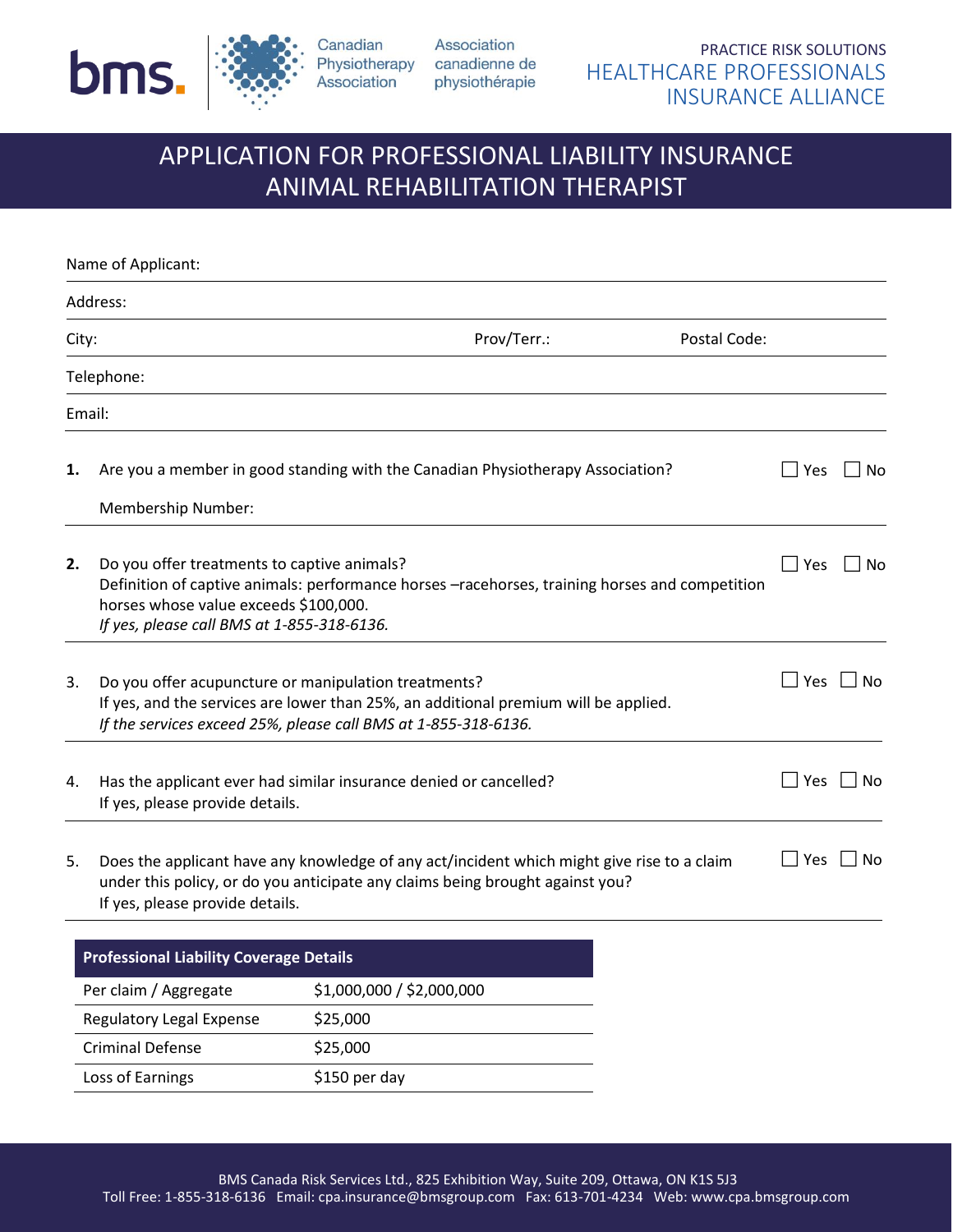bms. | Canadian Physiotherapy Association | Association canadienne de physiothérapie

PRACTICE RISK SOLUTIONS
HEALTHCARE PROFESSIONALS INSURANCE ALLIANCE

# APPLICATION FOR PROFESSIONAL LIABILITY INSURANCE ANIMAL REHABILITATION THERAPIST

Name of Applicant:

Address:

City: Prov/Terr.: Postal Code:

Telephone:

Email:

**1.** Are you a member in good standing with the Canadian Physiotherapy Association? ☐ Yes ☐ No

Membership Number:

**2.** Do you offer treatments to captive animals? ☐ Yes ☐ No
Definition of captive animals: performance horses –racehorses, training horses and competition horses whose value exceeds $100,000.
*If yes, please call BMS at 1-855-318-6136.*

3. Do you offer acupuncture or manipulation treatments? ☐ Yes ☐ No
If yes, and the services are lower than 25%, an additional premium will be applied.
*If the services exceed 25%, please call BMS at 1-855-318-6136.*

4. Has the applicant ever had similar insurance denied or cancelled? ☐ Yes ☐ No
If yes, please provide details.

5. Does the applicant have any knowledge of any act/incident which might give rise to a claim under this policy, or do you anticipate any claims being brought against you? ☐ Yes ☐ No
If yes, please provide details.

| Professional Liability Coverage Details | |
|---|---|
| Per claim / Aggregate | $1,000,000 / $2,000,000 |
| Regulatory Legal Expense | $25,000 |
| Criminal Defense | $25,000 |
| Loss of Earnings | $150 per day |

BMS Canada Risk Services Ltd., 825 Exhibition Way, Suite 209, Ottawa, ON K1S 5J3
Toll Free: 1-855-318-6136 Email: cpa.insurance@bmsgroup.com Fax: 613-701-4234 Web: www.cpa.bmsgroup.com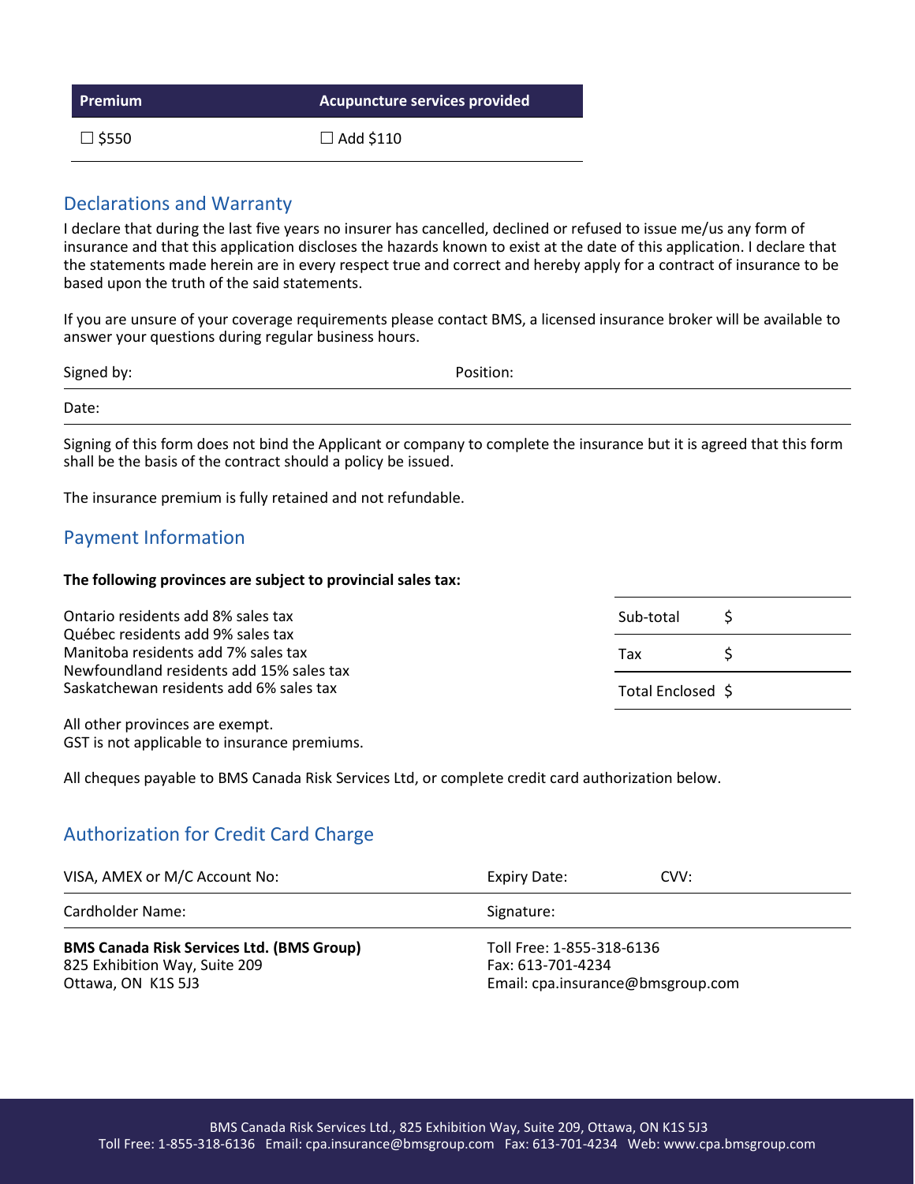| Premium | Acupuncture services provided |
| --- | --- |
| ☐ $550 | ☐ Add $110 |

## Declarations and Warranty

I declare that during the last five years no insurer has cancelled, declined or refused to issue me/us any form of insurance and that this application discloses the hazards known to exist at the date of this application. I declare that the statements made herein are in every respect true and correct and hereby apply for a contract of insurance to be based upon the truth of the said statements.

If you are unsure of your coverage requirements please contact BMS, a licensed insurance broker will be available to answer your questions during regular business hours.

| | |
| --- | --- |
| Signed by: | Position: |
| Date: | |

Signing of this form does not bind the Applicant or company to complete the insurance but it is agreed that this form shall be the basis of the contract should a policy be issued.

The insurance premium is fully retained and not refundable.

## Payment Information

**The following provinces are subject to provincial sales tax:**

Ontario residents add 8% sales tax
Québec residents add 9% sales tax
Manitoba residents add 7% sales tax
Newfoundland residents add 15% sales tax
Saskatchewan residents add 6% sales tax

| | |
| --- | --- |
| Sub-total | $ |
| Tax | $ |
| Total Enclosed | $ |

All other provinces are exempt.
GST is not applicable to insurance premiums.

All cheques payable to BMS Canada Risk Services Ltd, or complete credit card authorization below.

## Authorization for Credit Card Charge

| | | |
| --- | --- | --- |
| VISA, AMEX or M/C Account No: | Expiry Date: | CVV: |
| Cardholder Name: | Signature: | |

**BMS Canada Risk Services Ltd. (BMS Group)**
825 Exhibition Way, Suite 209
Ottawa, ON K1S 5J3

Toll Free: 1-855-318-6136
Fax: 613-701-4234
Email: cpa.insurance@bmsgroup.com